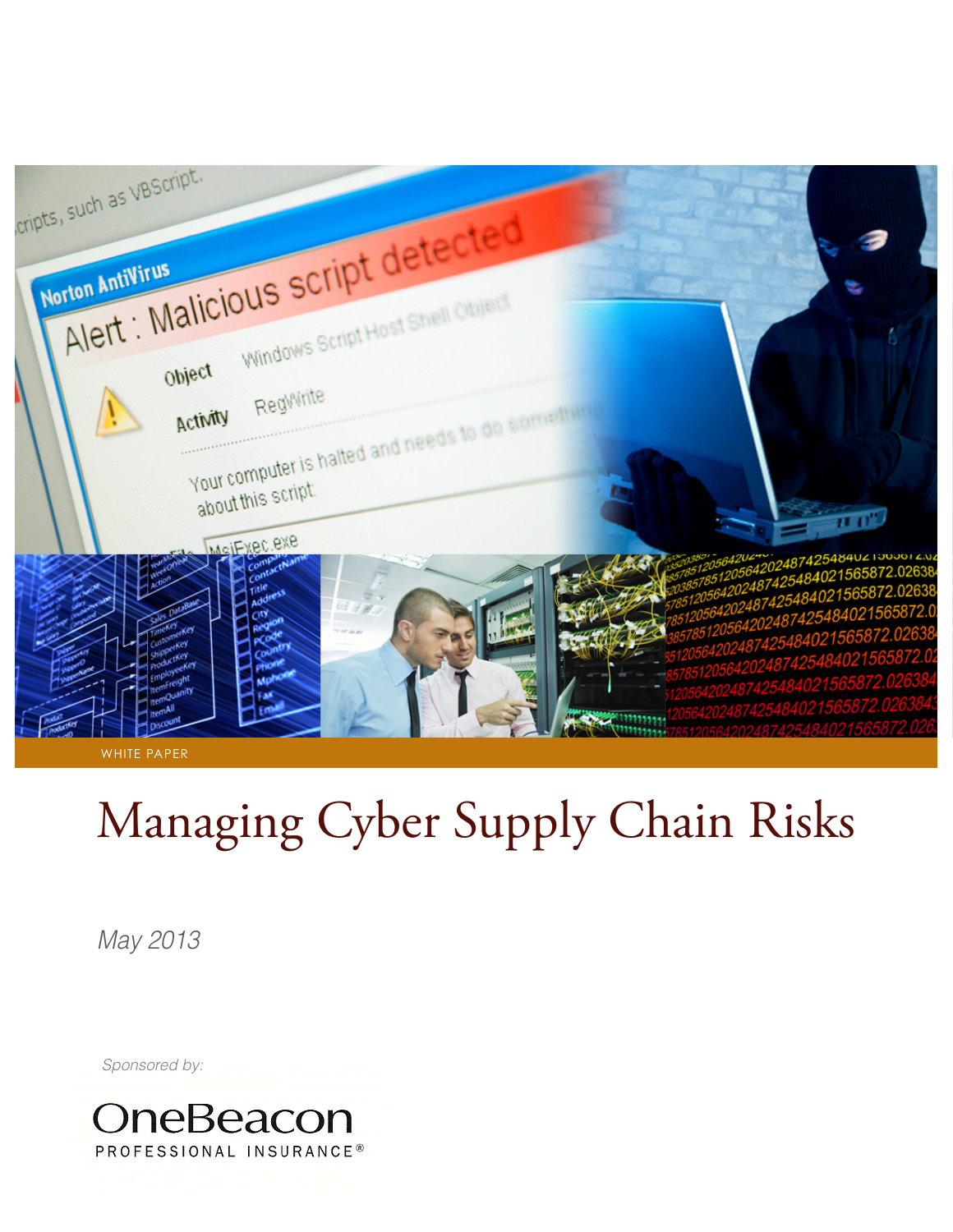WHITE PAPER

# Managing Cyber Supply Chain Risks

*May 2013*

*Sponsored by:*

OneBeacon
PROFESSIONAL INSURANCE®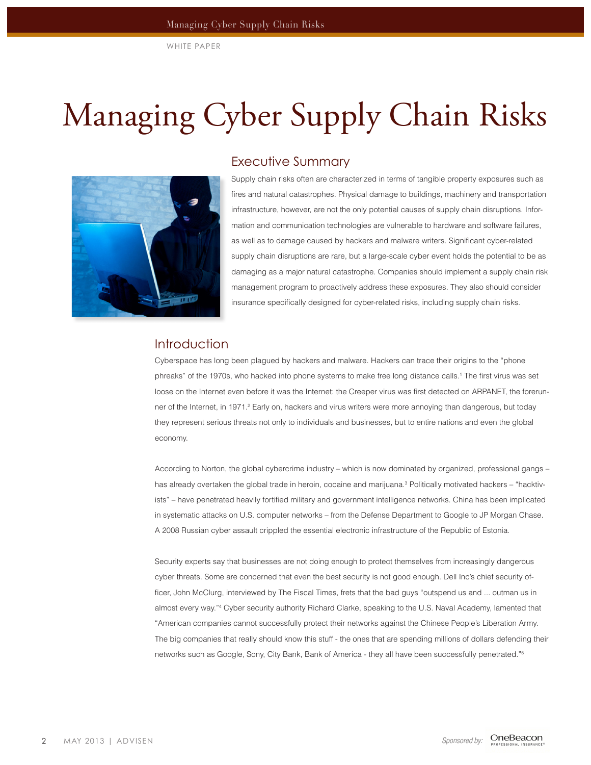WHITE PAPER

# Managing Cyber Supply Chain Risks

## Executive Summary

Supply chain risks often are characterized in terms of tangible property exposures such as fires and natural catastrophes. Physical damage to buildings, machinery and transportation infrastructure, however, are not the only potential causes of supply chain disruptions. Information and communication technologies are vulnerable to hardware and software failures, as well as to damage caused by hackers and malware writers. Significant cyber-related supply chain disruptions are rare, but a large-scale cyber event holds the potential to be as damaging as a major natural catastrophe. Companies should implement a supply chain risk management program to proactively address these exposures. They also should consider insurance specifically designed for cyber-related risks, including supply chain risks.

## Introduction

Cyberspace has long been plagued by hackers and malware. Hackers can trace their origins to the "phone phreaks" of the 1970s, who hacked into phone systems to make free long distance calls.[1] The first virus was set loose on the Internet even before it was the Internet: the Creeper virus was first detected on ARPANET, the forerunner of the Internet, in 1971.[2] Early on, hackers and virus writers were more annoying than dangerous, but today they represent serious threats not only to individuals and businesses, but to entire nations and even the global economy.

According to Norton, the global cybercrime industry – which is now dominated by organized, professional gangs – has already overtaken the global trade in heroin, cocaine and marijuana.[3] Politically motivated hackers – "hacktivists" – have penetrated heavily fortified military and government intelligence networks. China has been implicated in systematic attacks on U.S. computer networks – from the Defense Department to Google to JP Morgan Chase. A 2008 Russian cyber assault crippled the essential electronic infrastructure of the Republic of Estonia.

Security experts say that businesses are not doing enough to protect themselves from increasingly dangerous cyber threats. Some are concerned that even the best security is not good enough. Dell Inc's chief security officer, John McClurg, interviewed by The Fiscal Times, frets that the bad guys "outspend us and ... outman us in almost every way."[4] Cyber security authority Richard Clarke, speaking to the U.S. Naval Academy, lamented that "American companies cannot successfully protect their networks against the Chinese People's Liberation Army. The big companies that really should know this stuff - the ones that are spending millions of dollars defending their networks such as Google, Sony, City Bank, Bank of America - they all have been successfully penetrated."[5]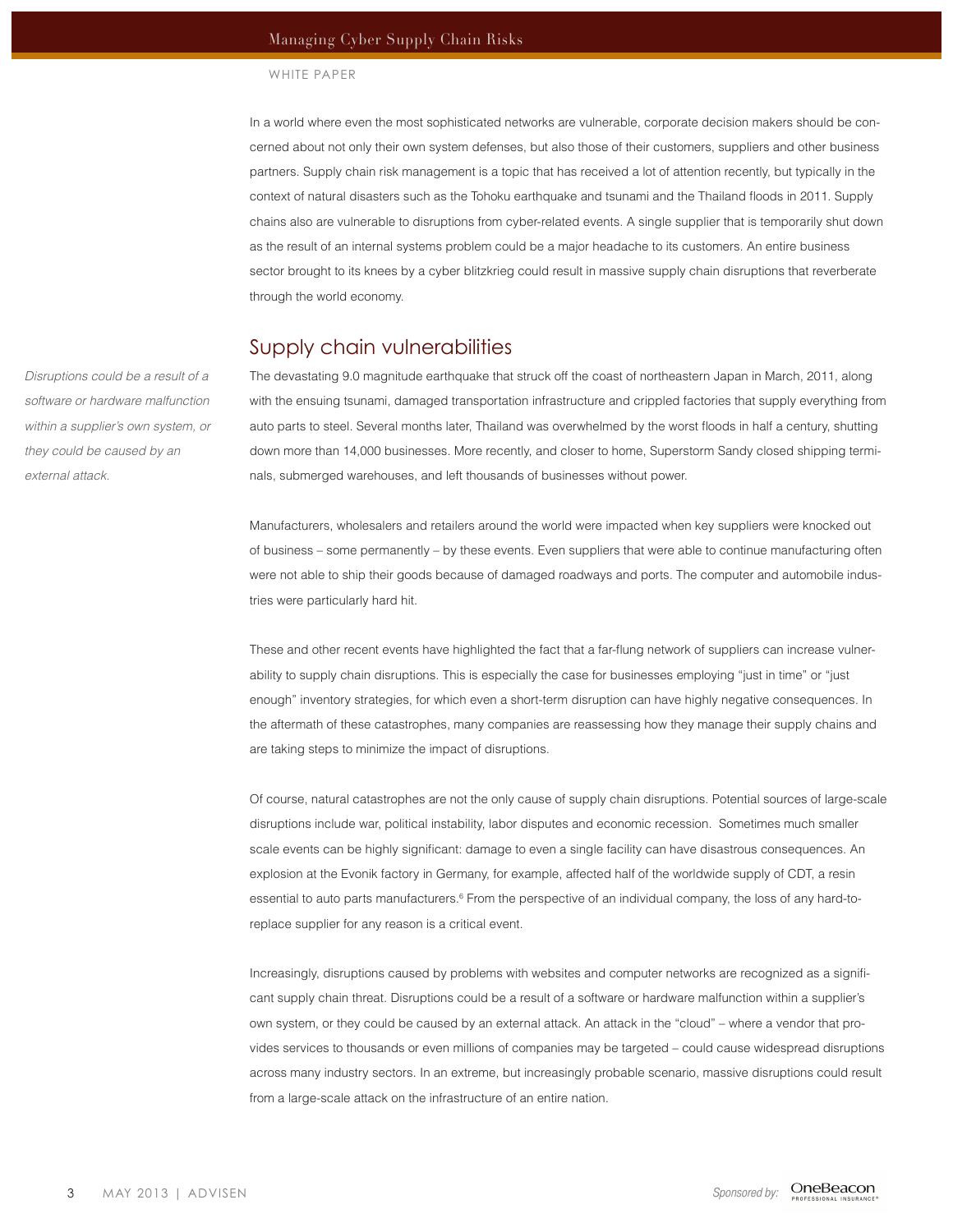In a world where even the most sophisticated networks are vulnerable, corporate decision makers should be concerned about not only their own system defenses, but also those of their customers, suppliers and other business partners. Supply chain risk management is a topic that has received a lot of attention recently, but typically in the context of natural disasters such as the Tohoku earthquake and tsunami and the Thailand floods in 2011. Supply chains also are vulnerable to disruptions from cyber-related events. A single supplier that is temporarily shut down as the result of an internal systems problem could be a major headache to its customers. An entire business sector brought to its knees by a cyber blitzkrieg could result in massive supply chain disruptions that reverberate through the world economy.

## Supply chain vulnerabilities

*Disruptions could be a result of a software or hardware malfunction within a supplier's own system, or they could be caused by an external attack.*

The devastating 9.0 magnitude earthquake that struck off the coast of northeastern Japan in March, 2011, along with the ensuing tsunami, damaged transportation infrastructure and crippled factories that supply everything from auto parts to steel. Several months later, Thailand was overwhelmed by the worst floods in half a century, shutting down more than 14,000 businesses. More recently, and closer to home, Superstorm Sandy closed shipping terminals, submerged warehouses, and left thousands of businesses without power.

Manufacturers, wholesalers and retailers around the world were impacted when key suppliers were knocked out of business – some permanently – by these events. Even suppliers that were able to continue manufacturing often were not able to ship their goods because of damaged roadways and ports. The computer and automobile industries were particularly hard hit.

These and other recent events have highlighted the fact that a far-flung network of suppliers can increase vulnerability to supply chain disruptions. This is especially the case for businesses employing "just in time" or "just enough" inventory strategies, for which even a short-term disruption can have highly negative consequences. In the aftermath of these catastrophes, many companies are reassessing how they manage their supply chains and are taking steps to minimize the impact of disruptions.

Of course, natural catastrophes are not the only cause of supply chain disruptions. Potential sources of large-scale disruptions include war, political instability, labor disputes and economic recession. Sometimes much smaller scale events can be highly significant: damage to even a single facility can have disastrous consequences. An explosion at the Evonik factory in Germany, for example, affected half of the worldwide supply of CDT, a resin essential to auto parts manufacturers.[6] From the perspective of an individual company, the loss of any hard-to-replace supplier for any reason is a critical event.

Increasingly, disruptions caused by problems with websites and computer networks are recognized as a significant supply chain threat. Disruptions could be a result of a software or hardware malfunction within a supplier's own system, or they could be caused by an external attack. An attack in the "cloud" – where a vendor that provides services to thousands or even millions of companies may be targeted – could cause widespread disruptions across many industry sectors. In an extreme, but increasingly probable scenario, massive disruptions could result from a large-scale attack on the infrastructure of an entire nation.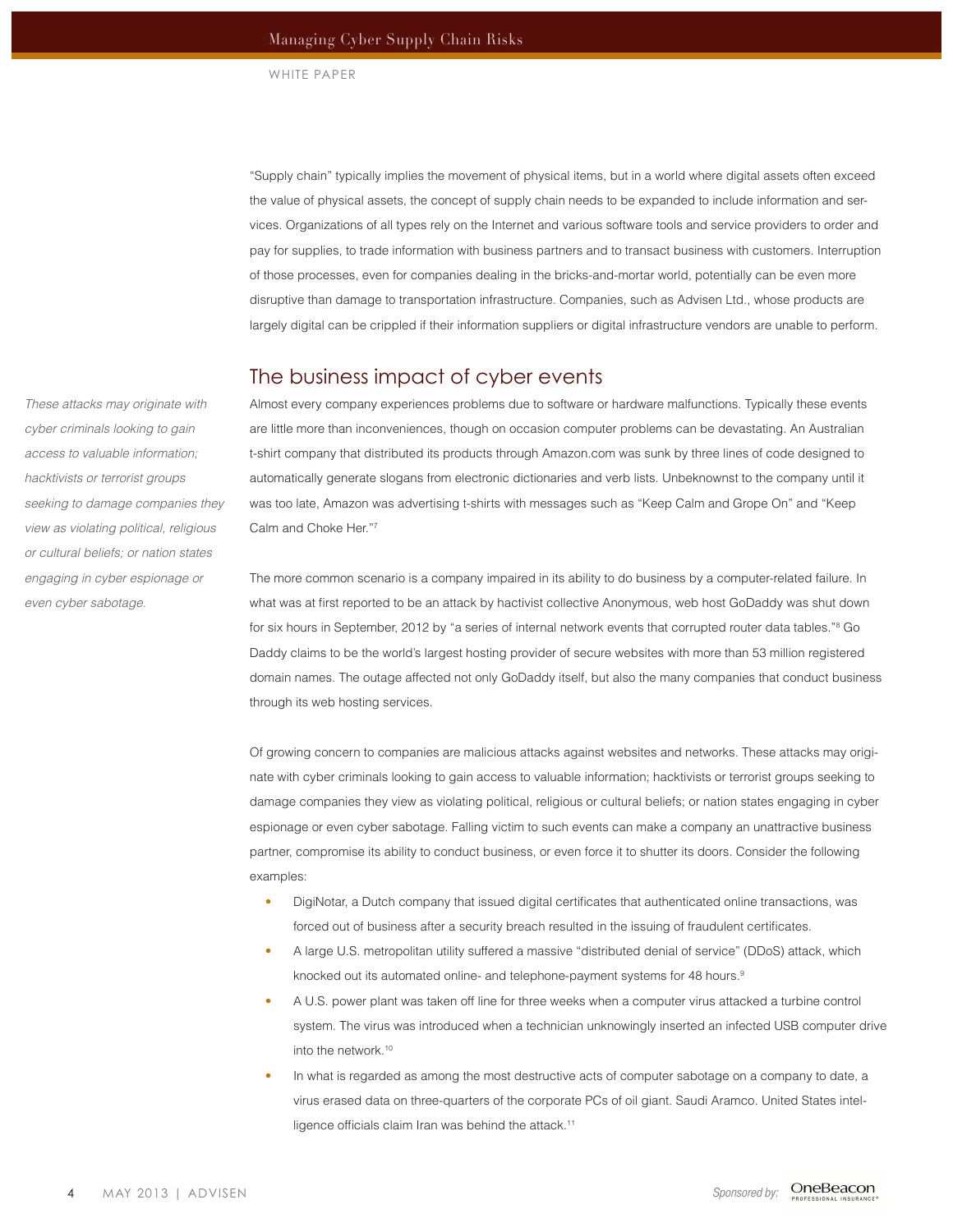"Supply chain" typically implies the movement of physical items, but in a world where digital assets often exceed the value of physical assets, the concept of supply chain needs to be expanded to include information and services. Organizations of all types rely on the Internet and various software tools and service providers to order and pay for supplies, to trade information with business partners and to transact business with customers. Interruption of those processes, even for companies dealing in the bricks-and-mortar world, potentially can be even more disruptive than damage to transportation infrastructure. Companies, such as Advisen Ltd., whose products are largely digital can be crippled if their information suppliers or digital infrastructure vendors are unable to perform.

## The business impact of cyber events

*These attacks may originate with cyber criminals looking to gain access to valuable information; hacktivists or terrorist groups seeking to damage companies they view as violating political, religious or cultural beliefs; or nation states engaging in cyber espionage or even cyber sabotage.*

Almost every company experiences problems due to software or hardware malfunctions. Typically these events are little more than inconveniences, though on occasion computer problems can be devastating. An Australian t-shirt company that distributed its products through Amazon.com was sunk by three lines of code designed to automatically generate slogans from electronic dictionaries and verb lists. Unbeknownst to the company until it was too late, Amazon was advertising t-shirts with messages such as "Keep Calm and Grope On" and "Keep Calm and Choke Her."[7]

The more common scenario is a company impaired in its ability to do business by a computer-related failure. In what was at first reported to be an attack by hactivist collective Anonymous, web host GoDaddy was shut down for six hours in September, 2012 by "a series of internal network events that corrupted router data tables."[8] Go Daddy claims to be the world's largest hosting provider of secure websites with more than 53 million registered domain names. The outage affected not only GoDaddy itself, but also the many companies that conduct business through its web hosting services.

Of growing concern to companies are malicious attacks against websites and networks. These attacks may originate with cyber criminals looking to gain access to valuable information; hacktivists or terrorist groups seeking to damage companies they view as violating political, religious or cultural beliefs; or nation states engaging in cyber espionage or even cyber sabotage. Falling victim to such events can make a company an unattractive business partner, compromise its ability to conduct business, or even force it to shutter its doors. Consider the following examples:

- DigiNotar, a Dutch company that issued digital certificates that authenticated online transactions, was forced out of business after a security breach resulted in the issuing of fraudulent certificates.
- A large U.S. metropolitan utility suffered a massive "distributed denial of service" (DDoS) attack, which knocked out its automated online- and telephone-payment systems for 48 hours.[9]
- A U.S. power plant was taken off line for three weeks when a computer virus attacked a turbine control system. The virus was introduced when a technician unknowingly inserted an infected USB computer drive into the network.[10]
- In what is regarded as among the most destructive acts of computer sabotage on a company to date, a virus erased data on three-quarters of the corporate PCs of oil giant. Saudi Aramco. United States intelligence officials claim Iran was behind the attack.[11]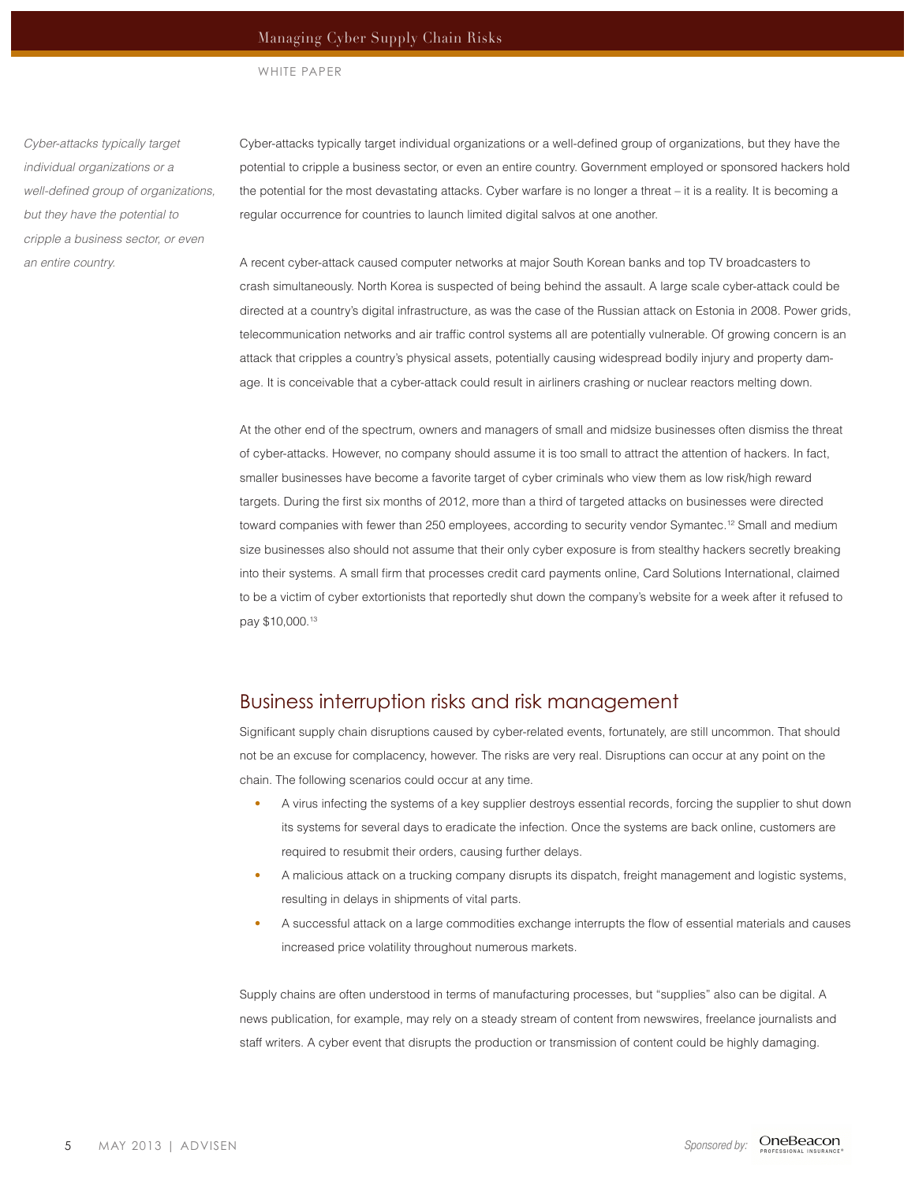*Cyber-attacks typically target individual organizations or a well-defined group of organizations, but they have the potential to cripple a business sector, or even an entire country.*

Cyber-attacks typically target individual organizations or a well-defined group of organizations, but they have the potential to cripple a business sector, or even an entire country. Government employed or sponsored hackers hold the potential for the most devastating attacks. Cyber warfare is no longer a threat – it is a reality. It is becoming a regular occurrence for countries to launch limited digital salvos at one another.

A recent cyber-attack caused computer networks at major South Korean banks and top TV broadcasters to crash simultaneously. North Korea is suspected of being behind the assault. A large scale cyber-attack could be directed at a country's digital infrastructure, as was the case of the Russian attack on Estonia in 2008. Power grids, telecommunication networks and air traffic control systems all are potentially vulnerable. Of growing concern is an attack that cripples a country's physical assets, potentially causing widespread bodily injury and property damage. It is conceivable that a cyber-attack could result in airliners crashing or nuclear reactors melting down.

At the other end of the spectrum, owners and managers of small and midsize businesses often dismiss the threat of cyber-attacks. However, no company should assume it is too small to attract the attention of hackers. In fact, smaller businesses have become a favorite target of cyber criminals who view them as low risk/high reward targets. During the first six months of 2012, more than a third of targeted attacks on businesses were directed toward companies with fewer than 250 employees, according to security vendor Symantec.[12] Small and medium size businesses also should not assume that their only cyber exposure is from stealthy hackers secretly breaking into their systems. A small firm that processes credit card payments online, Card Solutions International, claimed to be a victim of cyber extortionists that reportedly shut down the company's website for a week after it refused to pay $10,000.[13]

## Business interruption risks and risk management

Significant supply chain disruptions caused by cyber-related events, fortunately, are still uncommon. That should not be an excuse for complacency, however. The risks are very real. Disruptions can occur at any point on the chain. The following scenarios could occur at any time.

- A virus infecting the systems of a key supplier destroys essential records, forcing the supplier to shut down its systems for several days to eradicate the infection. Once the systems are back online, customers are required to resubmit their orders, causing further delays.
- A malicious attack on a trucking company disrupts its dispatch, freight management and logistic systems, resulting in delays in shipments of vital parts.
- A successful attack on a large commodities exchange interrupts the flow of essential materials and causes increased price volatility throughout numerous markets.

Supply chains are often understood in terms of manufacturing processes, but "supplies" also can be digital. A news publication, for example, may rely on a steady stream of content from newswires, freelance journalists and staff writers. A cyber event that disrupts the production or transmission of content could be highly damaging.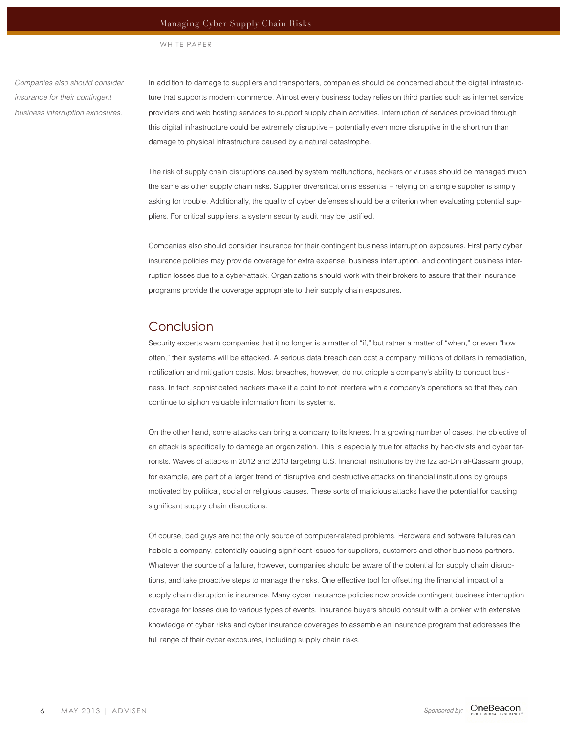*Companies also should consider insurance for their contingent business interruption exposures.*

In addition to damage to suppliers and transporters, companies should be concerned about the digital infrastructure that supports modern commerce. Almost every business today relies on third parties such as internet service providers and web hosting services to support supply chain activities. Interruption of services provided through this digital infrastructure could be extremely disruptive – potentially even more disruptive in the short run than damage to physical infrastructure caused by a natural catastrophe.

The risk of supply chain disruptions caused by system malfunctions, hackers or viruses should be managed much the same as other supply chain risks. Supplier diversification is essential – relying on a single supplier is simply asking for trouble. Additionally, the quality of cyber defenses should be a criterion when evaluating potential suppliers. For critical suppliers, a system security audit may be justified.

Companies also should consider insurance for their contingent business interruption exposures. First party cyber insurance policies may provide coverage for extra expense, business interruption, and contingent business interruption losses due to a cyber-attack. Organizations should work with their brokers to assure that their insurance programs provide the coverage appropriate to their supply chain exposures.

## Conclusion

Security experts warn companies that it no longer is a matter of "if," but rather a matter of "when," or even "how often," their systems will be attacked. A serious data breach can cost a company millions of dollars in remediation, notification and mitigation costs. Most breaches, however, do not cripple a company's ability to conduct business. In fact, sophisticated hackers make it a point to not interfere with a company's operations so that they can continue to siphon valuable information from its systems.

On the other hand, some attacks can bring a company to its knees. In a growing number of cases, the objective of an attack is specifically to damage an organization. This is especially true for attacks by hacktivists and cyber terrorists. Waves of attacks in 2012 and 2013 targeting U.S. financial institutions by the Izz ad-Din al-Qassam group, for example, are part of a larger trend of disruptive and destructive attacks on financial institutions by groups motivated by political, social or religious causes. These sorts of malicious attacks have the potential for causing significant supply chain disruptions.

Of course, bad guys are not the only source of computer-related problems. Hardware and software failures can hobble a company, potentially causing significant issues for suppliers, customers and other business partners. Whatever the source of a failure, however, companies should be aware of the potential for supply chain disruptions, and take proactive steps to manage the risks. One effective tool for offsetting the financial impact of a supply chain disruption is insurance. Many cyber insurance policies now provide contingent business interruption coverage for losses due to various types of events. Insurance buyers should consult with a broker with extensive knowledge of cyber risks and cyber insurance coverages to assemble an insurance program that addresses the full range of their cyber exposures, including supply chain risks.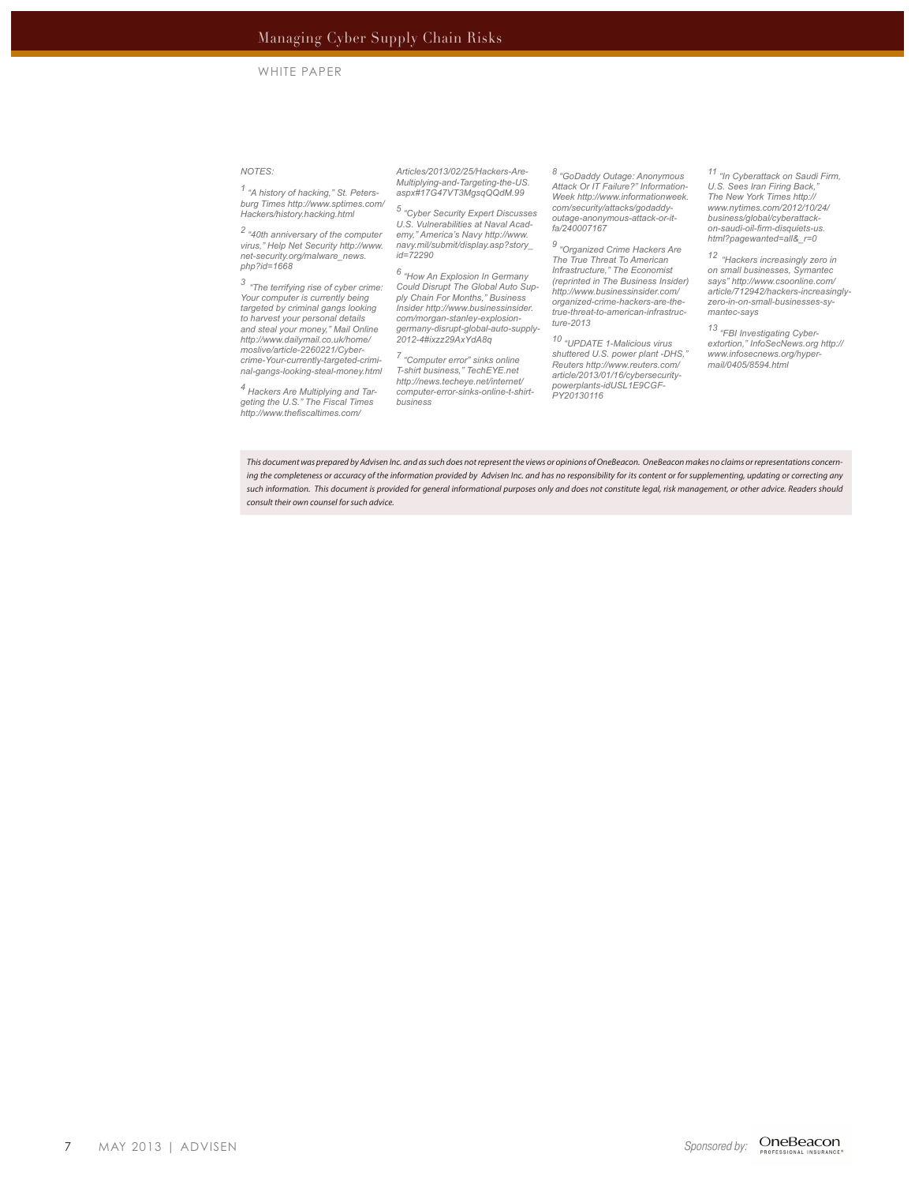NOTES:

[1] "A history of hacking," St. Petersburg Times http://www.sptimes.com/Hackers/history.hacking.html

[2] "40th anniversary of the computer virus," Help Net Security http://www.net-security.org/malware_news.php?id=1668

[3] "The terrifying rise of cyber crime: Your computer is currently being targeted by criminal gangs looking to harvest your personal details and steal your money," Mail Online http://www.dailymail.co.uk/home/moslive/article-2260221/Cyber-crime-Your-currently-targeted-criminal-gangs-looking-steal-money.html

[4] Hackers Are Multiplying and Targeting the U.S." The Fiscal Times http://www.thefiscaltimes.com/Articles/2013/02/25/Hackers-Are-Multiplying-and-Targeting-the-US.aspx#17G47VT3MgsqQQdM.99

[5] "Cyber Security Expert Discusses U.S. Vulnerabilities at Naval Academy," America's Navy http://www.navy.mil/submit/display.asp?story_id=72290

[6] "How An Explosion In Germany Could Disrupt The Global Auto Supply Chain For Months," Business Insider http://www.businessinsider.com/morgan-stanley-explosion-germany-disrupt-global-auto-supply-2012-4#ixzz29AxYdA8q

[7] "Computer error" sinks online T-shirt business," TechEYE.net http://news.techeye.net/internet/computer-error-sinks-online-t-shirt-business

[8] "GoDaddy Outage: Anonymous Attack Or IT Failure?" InformationWeek http://www.informationweek.com/security/attacks/godaddy-outage-anonymous-attack-or-it-fa/240007167

[9] "Organized Crime Hackers Are The True Threat To American Infrastructure," The Economist (reprinted in The Business Insider) http://www.businessinsider.com/organized-crime-hackers-are-the-true-threat-to-american-infrastructure-2013

[10] "UPDATE 1-Malicious virus shuttered U.S. power plant -DHS," Reuters http://www.reuters.com/article/2013/01/16/cybersecurity-powerplants-idUSL1E9CGFPY20130116

[11] "In Cyberattack on Saudi Firm, U.S. Sees Iran Firing Back," The New York Times http://www.nytimes.com/2012/10/24/business/global/cyberattack-on-saudi-oil-firm-disquiets-us.html?pagewanted=all&_r=0

[12] "Hackers increasingly zero in on small businesses, Symantec says" http://www.csoonline.com/article/712942/hackers-increasingly-zero-in-on-small-businesses-symantec-says

[13] "FBI Investigating Cyber-extortion," InfoSecNews.org http://www.infosecnews.org/hypermail/0405/8594.html

*This document was prepared by Advisen Inc. and as such does not represent the views or opinions of OneBeacon. OneBeacon makes no claims or representations concerning the completeness or accuracy of the information provided by Advisen Inc. and has no responsibility for its content or for supplementing, updating or correcting any such information. This document is provided for general informational purposes only and does not constitute legal, risk management, or other advice. Readers should consult their own counsel for such advice.*